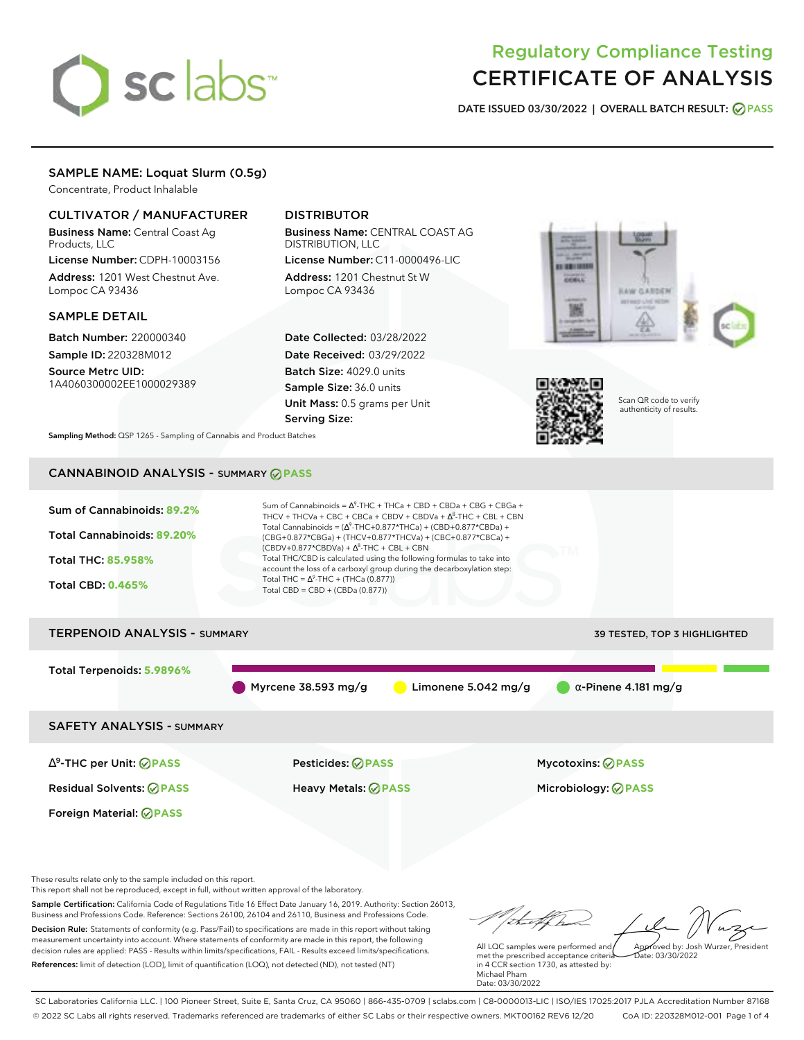# Regulatory Compliance Testing
# CERTIFICATE OF ANALYSIS

**DATE ISSUED 03/30/2022 | OVERALL BATCH RESULT: PASS**

## SAMPLE NAME: Loquat Slurm (0.5g)

Concentrate, Product Inhalable

### CULTIVATOR / MANUFACTURER

**Business Name:** Central Coast Ag Products, LLC

**License Number:** CDPH-10003156

**Address:** 1201 West Chestnut Ave. Lompoc CA 93436

### DISTRIBUTOR

**Business Name:** CENTRAL COAST AG DISTRIBUTION, LLC

**License Number:** C11-0000496-LIC

**Address:** 1201 Chestnut St W Lompoc CA 93436

### SAMPLE DETAIL

**Batch Number:** 220000340

**Sample ID:** 220328M012

**Source Metrc UID:** 1A4060300002EE1000029389

**Date Collected:** 03/28/2022

**Date Received:** 03/29/2022

**Batch Size:** 4029.0 units

**Sample Size:** 36.0 units

**Unit Mass:** 0.5 grams per Unit

**Serving Size:**

Scan QR code to verify authenticity of results.

**Sampling Method:** QSP 1265 - Sampling of Cannabis and Product Batches

## CANNABINOID ANALYSIS - SUMMARY PASS

**Sum of Cannabinoids:** 89.2%

**Total Cannabinoids:** 89.20%

**Total THC:** 85.958%

**Total CBD:** 0.465%

Sum of Cannabinoids = $\Delta^9$-THC + THCa + CBD + CBDa + CBG + CBGa + THCV + THCVa + CBC + CBCa + CBDV + CBDVa + $\Delta^8$-THC + CBL + CBN

Total Cannabinoids = ($\Delta^9$-THC+0.877*THCa) + (CBD+0.877*CBDa) + (CBG+0.877*CBGa) + (THCV+0.877*THCVa) + (CBC+0.877*CBCa) + (CBDV+0.877*CBDVa) + $\Delta^8$-THC + CBL + CBN

Total THC/CBD is calculated using the following formulas to take into account the loss of a carboxyl group during the decarboxylation step:

Total THC = $\Delta^9$-THC + (THCa (0.877))

Total CBD = CBD + (CBDa (0.877))

## TERPENOID ANALYSIS - SUMMARY

39 TESTED, TOP 3 HIGHLIGHTED

**Total Terpenoids:** 5.9896%

- Myrcene 38.593 mg/g
- Limonene 5.042 mg/g
- α-Pinene 4.181 mg/g

## SAFETY ANALYSIS - SUMMARY

| | | |
|---|---|---|
| $\Delta^9$-THC per Unit: PASS | Pesticides: PASS | Mycotoxins: PASS |
| Residual Solvents: PASS | Heavy Metals: PASS | Microbiology: PASS |
| Foreign Material: PASS | | |

These results relate only to the sample included on this report.
This report shall not be reproduced, except in full, without written approval of the laboratory.

**Sample Certification:** California Code of Regulations Title 16 Effect Date January 16, 2019. Authority: Section 26013, Business and Professions Code. Reference: Sections 26100, 26104 and 26110, Business and Professions Code.

**Decision Rule:** Statements of conformity (e.g. Pass/Fail) to specifications are made in this report without taking measurement uncertainty into account. Where statements of conformity are made in this report, the following decision rules are applied: PASS - Results within limits/specifications, FAIL - Results exceed limits/specifications.

**References:** limit of detection (LOD), limit of quantification (LOQ), not detected (ND), not tested (NT)

All LQC samples were performed and met the prescribed acceptance criteria in 4 CCR section 1730, as attested by: Michael Pham
Date: 03/30/2022

Approved by: Josh Wurzer, President
Date: 03/30/2022

SC Laboratories California LLC. | 100 Pioneer Street, Suite E, Santa Cruz, CA 95060 | 866-435-0709 | sclabs.com | C8-0000013-LIC | ISO/IES 17025:2017 PJLA Accreditation Number 87168
© 2022 SC Labs all rights reserved. Trademarks referenced are trademarks of either SC Labs or their respective owners. MKT00162 REV6 12/20 CoA ID: 220328M012-001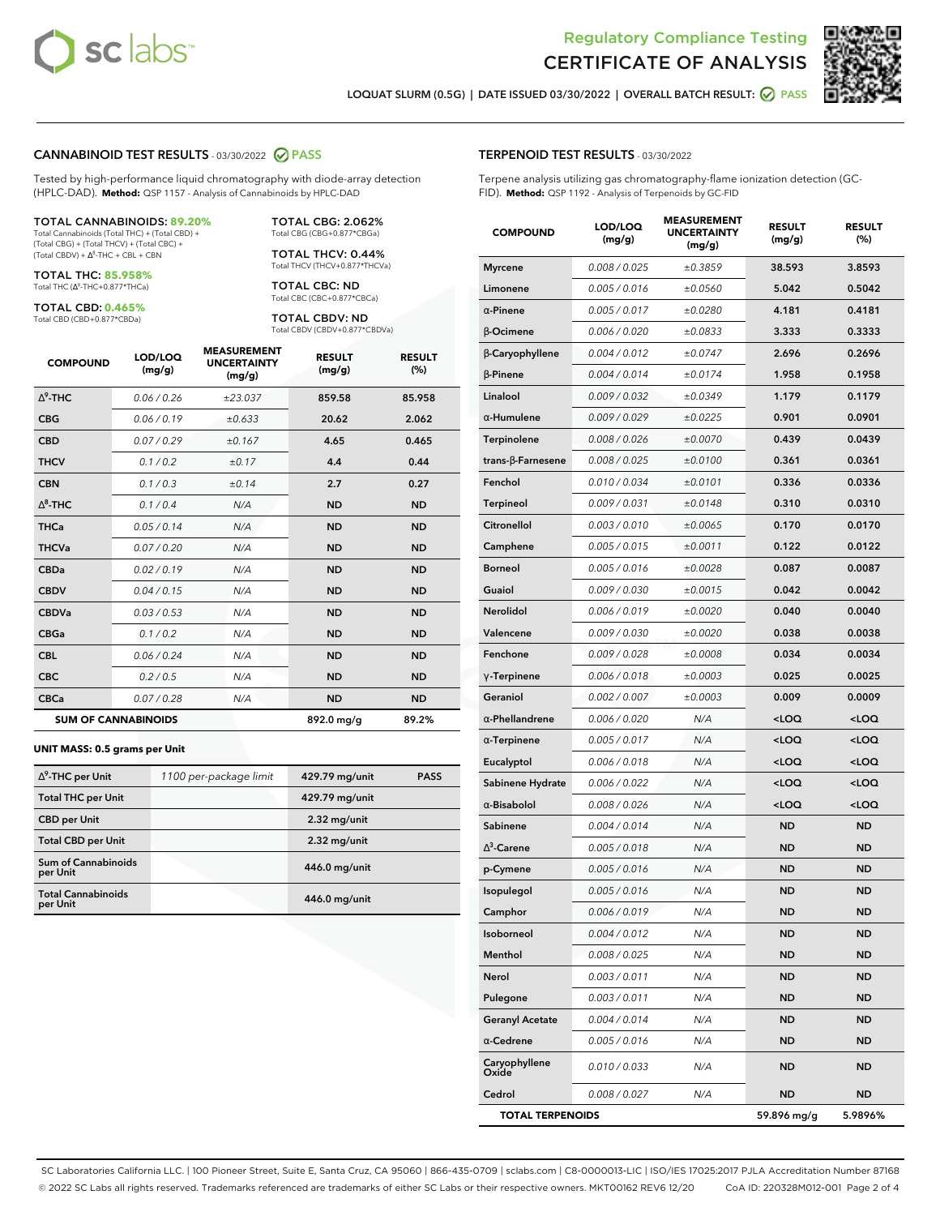Regulatory Compliance Testing

# CERTIFICATE OF ANALYSIS

LOQUAT SLURM (0.5G) | DATE ISSUED 03/30/2022 | OVERALL BATCH RESULT: PASS

## CANNABINOID TEST RESULTS - 03/30/2022 PASS

Tested by high-performance liquid chromatography with diode-array detection (HPLC-DAD). **Method:** QSP 1157 - Analysis of Cannabinoids by HPLC-DAD

**TOTAL CANNABINOIDS: 89.20%**
Total Cannabinoids (Total THC) + (Total CBD) + (Total CBG) + (Total THCV) + (Total CBC) + (Total CBDV) + Δ$^8$-THC + CBL + CBN

**TOTAL THC: 85.958%**
Total THC (Δ$^9$-THC+0.877*THCa)

**TOTAL CBD: 0.465%**
Total CBD (CBD+0.877*CBDa)

**TOTAL CBG: 2.062%**
Total CBG (CBG+0.877*CBGa)

**TOTAL THCV: 0.44%**
Total THCV (THCV+0.877*THCVa)

**TOTAL CBC: ND**
Total CBC (CBC+0.877*CBCa)

**TOTAL CBDV: ND**
Total CBDV (CBDV+0.877*CBDVa)

| COMPOUND | LOD/LOQ (mg/g) | MEASUREMENT UNCERTAINTY (mg/g) | RESULT (mg/g) | RESULT (%) |
|---|---|---|---|---|
| Δ$^9$-THC | 0.06 / 0.26 | ±23.037 | 859.58 | 85.958 |
| CBG | 0.06 / 0.19 | ±0.633 | 20.62 | 2.062 |
| CBD | 0.07 / 0.29 | ±0.167 | 4.65 | 0.465 |
| THCV | 0.1 / 0.2 | ±0.17 | 4.4 | 0.44 |
| CBN | 0.1 / 0.3 | ±0.14 | 2.7 | 0.27 |
| Δ$^8$-THC | 0.1 / 0.4 | N/A | ND | ND |
| THCa | 0.05 / 0.14 | N/A | ND | ND |
| THCVa | 0.07 / 0.20 | N/A | ND | ND |
| CBDa | 0.02 / 0.19 | N/A | ND | ND |
| CBDV | 0.04 / 0.15 | N/A | ND | ND |
| CBDVa | 0.03 / 0.53 | N/A | ND | ND |
| CBGa | 0.1 / 0.2 | N/A | ND | ND |
| CBL | 0.06 / 0.24 | N/A | ND | ND |
| CBC | 0.2 / 0.5 | N/A | ND | ND |
| CBCa | 0.07 / 0.28 | N/A | ND | ND |
| **SUM OF CANNABINOIDS** | | | 892.0 mg/g | 89.2% |

**UNIT MASS: 0.5 grams per Unit**

| | | | |
|---|---|---|---|
| Δ$^9$-THC per Unit | 1100 per-package limit | 429.79 mg/unit | PASS |
| Total THC per Unit | | 429.79 mg/unit | |
| CBD per Unit | | 2.32 mg/unit | |
| Total CBD per Unit | | 2.32 mg/unit | |
| Sum of Cannabinoids per Unit | | 446.0 mg/unit | |
| Total Cannabinoids per Unit | | 446.0 mg/unit | |

## TERPENOID TEST RESULTS - 03/30/2022

Terpene analysis utilizing gas chromatography-flame ionization detection (GC-FID). **Method:** QSP 1192 - Analysis of Terpenoids by GC-FID

| COMPOUND | LOD/LOQ (mg/g) | MEASUREMENT UNCERTAINTY (mg/g) | RESULT (mg/g) | RESULT (%) |
|---|---|---|---|---|
| Myrcene | 0.008 / 0.025 | ±0.3859 | 38.593 | 3.8593 |
| Limonene | 0.005 / 0.016 | ±0.0560 | 5.042 | 0.5042 |
| α-Pinene | 0.005 / 0.017 | ±0.0280 | 4.181 | 0.4181 |
| β-Ocimene | 0.006 / 0.020 | ±0.0833 | 3.333 | 0.3333 |
| β-Caryophyllene | 0.004 / 0.012 | ±0.0747 | 2.696 | 0.2696 |
| β-Pinene | 0.004 / 0.014 | ±0.0174 | 1.958 | 0.1958 |
| Linalool | 0.009 / 0.032 | ±0.0349 | 1.179 | 0.1179 |
| α-Humulene | 0.009 / 0.029 | ±0.0225 | 0.901 | 0.0901 |
| Terpinolene | 0.008 / 0.026 | ±0.0070 | 0.439 | 0.0439 |
| trans-β-Farnesene | 0.008 / 0.025 | ±0.0100 | 0.361 | 0.0361 |
| Fenchol | 0.010 / 0.034 | ±0.0101 | 0.336 | 0.0336 |
| Terpineol | 0.009 / 0.031 | ±0.0148 | 0.310 | 0.0310 |
| Citronellol | 0.003 / 0.010 | ±0.0065 | 0.170 | 0.0170 |
| Camphene | 0.005 / 0.015 | ±0.0011 | 0.122 | 0.0122 |
| Borneol | 0.005 / 0.016 | ±0.0028 | 0.087 | 0.0087 |
| Guaiol | 0.009 / 0.030 | ±0.0015 | 0.042 | 0.0042 |
| Nerolidol | 0.006 / 0.019 | ±0.0020 | 0.040 | 0.0040 |
| Valencene | 0.009 / 0.030 | ±0.0020 | 0.038 | 0.0038 |
| Fenchone | 0.009 / 0.028 | ±0.0008 | 0.034 | 0.0034 |
| γ-Terpinene | 0.006 / 0.018 | ±0.0003 | 0.025 | 0.0025 |
| Geraniol | 0.002 / 0.007 | ±0.0003 | 0.009 | 0.0009 |
| α-Phellandrene | 0.006 / 0.020 | N/A | <LOQ | <LOQ |
| α-Terpinene | 0.005 / 0.017 | N/A | <LOQ | <LOQ |
| Eucalyptol | 0.006 / 0.018 | N/A | <LOQ | <LOQ |
| Sabinene Hydrate | 0.006 / 0.022 | N/A | <LOQ | <LOQ |
| α-Bisabolol | 0.008 / 0.026 | N/A | <LOQ | <LOQ |
| Sabinene | 0.004 / 0.014 | N/A | ND | ND |
| Δ$^3$-Carene | 0.005 / 0.018 | N/A | ND | ND |
| p-Cymene | 0.005 / 0.016 | N/A | ND | ND |
| Isopulegol | 0.005 / 0.016 | N/A | ND | ND |
| Camphor | 0.006 / 0.019 | N/A | ND | ND |
| Isoborneol | 0.004 / 0.012 | N/A | ND | ND |
| Menthol | 0.008 / 0.025 | N/A | ND | ND |
| Nerol | 0.003 / 0.011 | N/A | ND | ND |
| Pulegone | 0.003 / 0.011 | N/A | ND | ND |
| Geranyl Acetate | 0.004 / 0.014 | N/A | ND | ND |
| α-Cedrene | 0.005 / 0.016 | N/A | ND | ND |
| Caryophyllene Oxide | 0.010 / 0.033 | N/A | ND | ND |
| Cedrol | 0.008 / 0.027 | N/A | ND | ND |
| **TOTAL TERPENOIDS** | | | 59.896 mg/g | 5.9896% |

SC Laboratories California LLC. | 100 Pioneer Street, Suite E, Santa Cruz, CA 95060 | 866-435-0709 | sclabs.com | C8-0000013-LIC | ISO/IES 17025:2017 PJLA Accreditation Number 87168
© 2022 SC Labs all rights reserved. Trademarks referenced are trademarks of either SC Labs or their respective owners. MKT00162 REV6 12/20 CoA ID: 220328M012-001